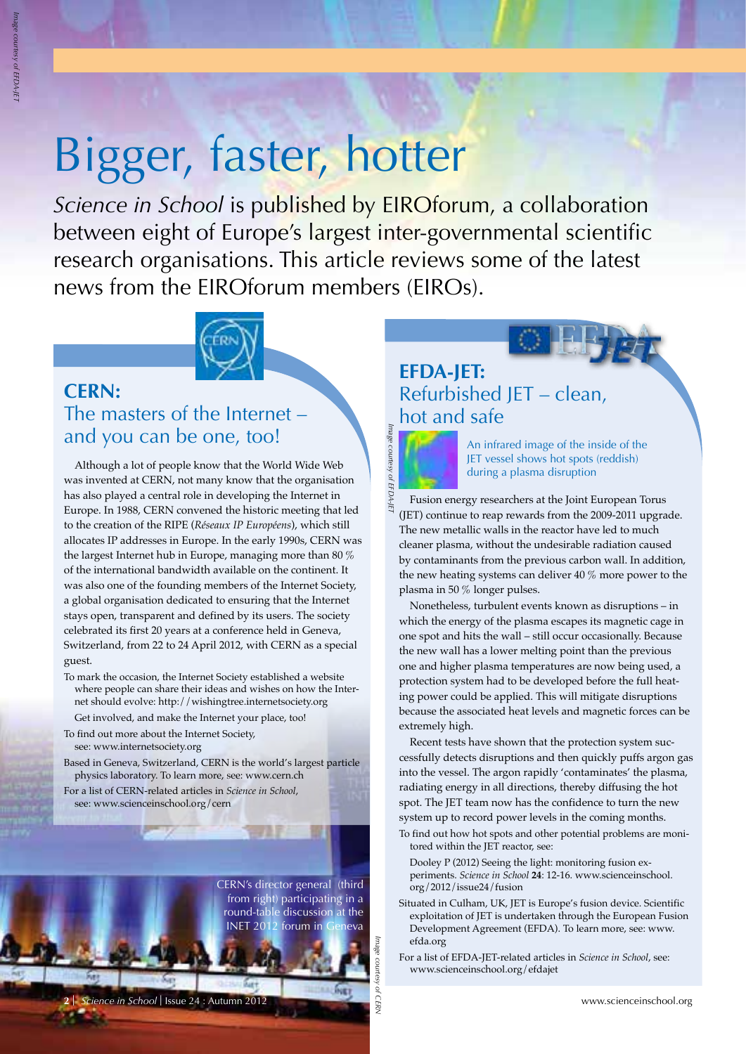# Bigger, faster, hotter

*Science in School* is published by EIROforum, a collaboration between eight of Europe's largest inter-governmental scientific research organisations. This article reviews some of the latest news from the EIROforum members (EIROs).

## CERN: The masters of the Internet – and you can be one, too!

Although a lot of people know that the World Wide Web was invented at CERN, not many know that the organisation has also played a central role in developing the Internet in Europe. In 1988, CERN convened the historic meeting that led to the creation of the RIPE (*Réseaux IP Européens*), which still allocates IP addresses in Europe. In the early 1990s, CERN was the largest Internet hub in Europe, managing more than 80 % of the international bandwidth available on the continent. It was also one of the founding members of the Internet Society, a global organisation dedicated to ensuring that the Internet stays open, transparent and defined by its users. The society celebrated its first 20 years at a conference held in Geneva, Switzerland, from 22 to 24 April 2012, with CERN as a special guest.

To mark the occasion, the Internet Society established a website where people can share their ideas and wishes on how the Internet should evolve: http://wishingtree.internetsociety.org

Get involved, and make the Internet your place, too!

To find out more about the Internet Society, see: www.internetsociety.org

Based in Geneva, Switzerland, CERN is the world's largest particle physics laboratory. To learn more, see: www.cern.ch

For a list of CERN-related articles in *Science in School*, see: www.scienceinschool.org/cern

CERN's director general (third from right) participating in a round-table discussion at the INET 2012 forum in Geneva

*Image courtesy of CERN*

## EFDA-JET: Refurbished JET – clean, hot and safe

An infrared image of the inside of the JET vessel shows hot spots (reddish) during a plasma disruption

*Image courtesy of EFDA-JET*

Fusion energy researchers at the Joint European Torus (JET) continue to reap rewards from the 2009-2011 upgrade. The new metallic walls in the reactor have led to much cleaner plasma, without the undesirable radiation caused by contaminants from the previous carbon wall. In addition, the new heating systems can deliver 40 % more power to the plasma in 50 % longer pulses.

Nonetheless, turbulent events known as disruptions – in which the energy of the plasma escapes its magnetic cage in one spot and hits the wall – still occur occasionally. Because the new wall has a lower melting point than the previous one and higher plasma temperatures are now being used, a protection system had to be developed before the full heating power could be applied. This will mitigate disruptions because the associated heat levels and magnetic forces can be extremely high.

Recent tests have shown that the protection system successfully detects disruptions and then quickly puffs argon gas into the vessel. The argon rapidly 'contaminates' the plasma, radiating energy in all directions, thereby diffusing the hot spot. The JET team now has the confidence to turn the new system up to record power levels in the coming months.

To find out how hot spots and other potential problems are monitored within the JET reactor, see:

Dooley P (2012) Seeing the light: monitoring fusion experiments. *Science in School* **24**: 12-16. www.scienceinschool.org/2012/issue24/fusion

Situated in Culham, UK, JET is Europe's fusion device. Scientific exploitation of JET is undertaken through the European Fusion Development Agreement (EFDA). To learn more, see: www.efda.org

For a list of EFDA-JET-related articles in *Science in School*, see: www.scienceinschool.org/efdajet

*Image courtesy of EFDA-JET*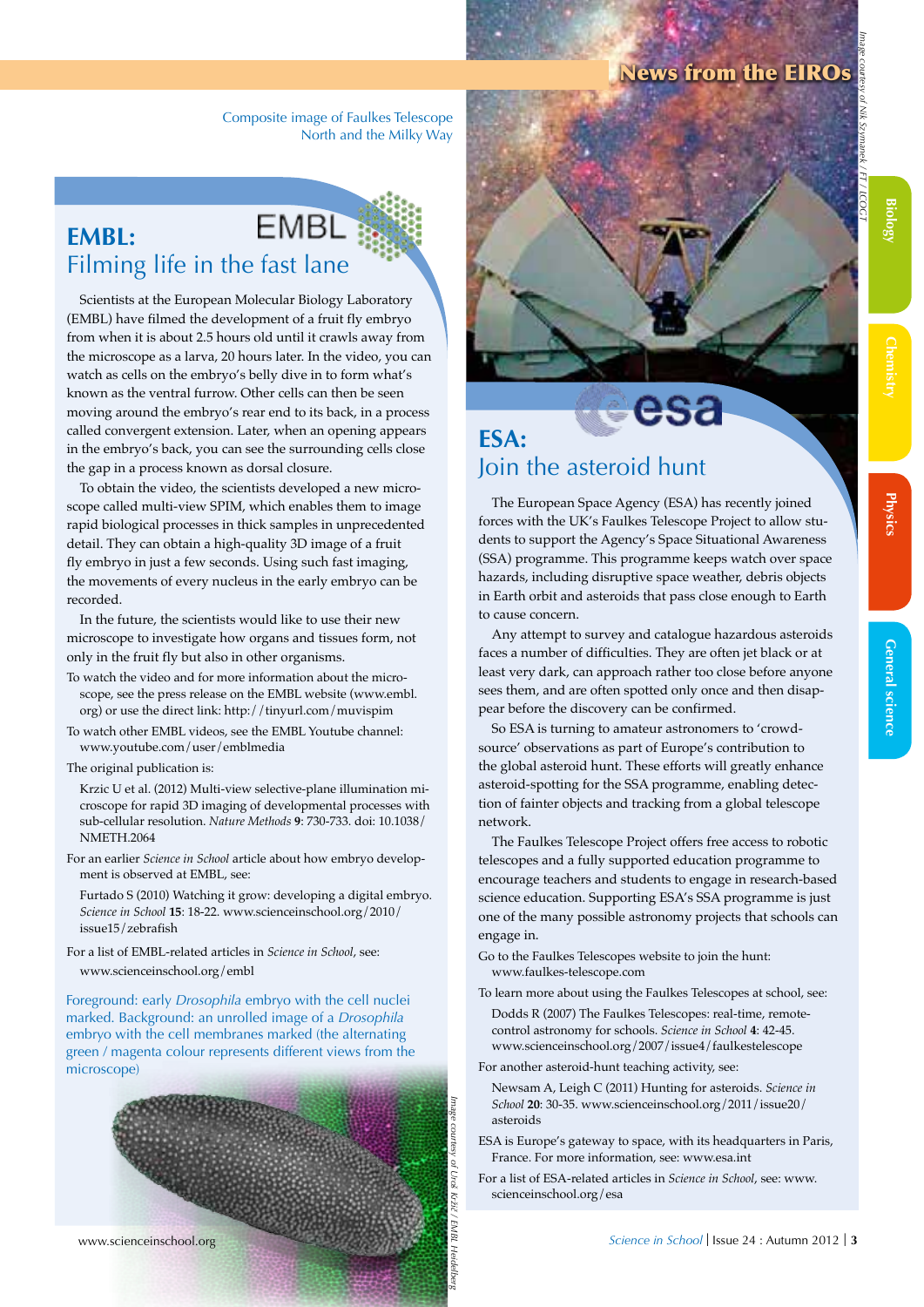Composite image of Faulkes Telescope North and the Milky Way

*Image courtesy of Nik Szymanek / FT / LCOGT*

# EMBL: Filming life in the fast lane

Scientists at the European Molecular Biology Laboratory (EMBL) have filmed the development of a fruit fly embryo from when it is about 2.5 hours old until it crawls away from the microscope as a larva, 20 hours later. In the video, you can watch as cells on the embryo's belly dive in to form what's known as the ventral furrow. Other cells can then be seen moving around the embryo's rear end to its back, in a process called convergent extension. Later, when an opening appears in the embryo's back, you can see the surrounding cells close the gap in a process known as dorsal closure.

To obtain the video, the scientists developed a new microscope called multi-view SPIM, which enables them to image rapid biological processes in thick samples in unprecedented detail. They can obtain a high-quality 3D image of a fruit fly embryo in just a few seconds. Using such fast imaging, the movements of every nucleus in the early embryo can be recorded.

In the future, the scientists would like to use their new microscope to investigate how organs and tissues form, not only in the fruit fly but also in other organisms.

To watch the video and for more information about the microscope, see the press release on the EMBL website (www.embl.org) or use the direct link: http://tinyurl.com/muvispim

To watch other EMBL videos, see the EMBL Youtube channel: www.youtube.com/user/emblmedia

The original publication is:

Krzic U et al. (2012) Multi-view selective-plane illumination microscope for rapid 3D imaging of developmental processes with sub-cellular resolution. *Nature Methods* **9**: 730-733. doi: 10.1038/NMETH.2064

For an earlier *Science in School* article about how embryo development is observed at EMBL, see:

Furtado S (2010) Watching it grow: developing a digital embryo. *Science in School* **15**: 18-22. www.scienceinschool.org/2010/issue15/zebrafish

For a list of EMBL-related articles in *Science in School*, see: www.scienceinschool.org/embl

Foreground: early *Drosophila* embryo with the cell nuclei marked. Background: an unrolled image of a *Drosophila* embryo with the cell membranes marked (the alternating green / magenta colour represents different views from the microscope)

*Image courtesy of Uroš Kržič / EMBL Heidelberg*

# ESA: Join the asteroid hunt

The European Space Agency (ESA) has recently joined forces with the UK's Faulkes Telescope Project to allow students to support the Agency's Space Situational Awareness (SSA) programme. This programme keeps watch over space hazards, including disruptive space weather, debris objects in Earth orbit and asteroids that pass close enough to Earth to cause concern.

Any attempt to survey and catalogue hazardous asteroids faces a number of difficulties. They are often jet black or at least very dark, can approach rather too close before anyone sees them, and are often spotted only once and then disappear before the discovery can be confirmed.

So ESA is turning to amateur astronomers to 'crowd-source' observations as part of Europe's contribution to the global asteroid hunt. These efforts will greatly enhance asteroid-spotting for the SSA programme, enabling detection of fainter objects and tracking from a global telescope network.

The Faulkes Telescope Project offers free access to robotic telescopes and a fully supported education programme to encourage teachers and students to engage in research-based science education. Supporting ESA's SSA programme is just one of the many possible astronomy projects that schools can engage in.

Go to the Faulkes Telescopes website to join the hunt: www.faulkes-telescope.com

To learn more about using the Faulkes Telescopes at school, see:

Dodds R (2007) The Faulkes Telescopes: real-time, remote-control astronomy for schools. *Science in School* **4**: 42-45. www.scienceinschool.org/2007/issue4/faulkestelescope

For another asteroid-hunt teaching activity, see:

Newsam A, Leigh C (2011) Hunting for asteroids. *Science in School* **20**: 30-35. www.scienceinschool.org/2011/issue20/asteroids

ESA is Europe's gateway to space, with its headquarters in Paris, France. For more information, see: www.esa.int

For a list of ESA-related articles in *Science in School*, see: www.scienceinschool.org/esa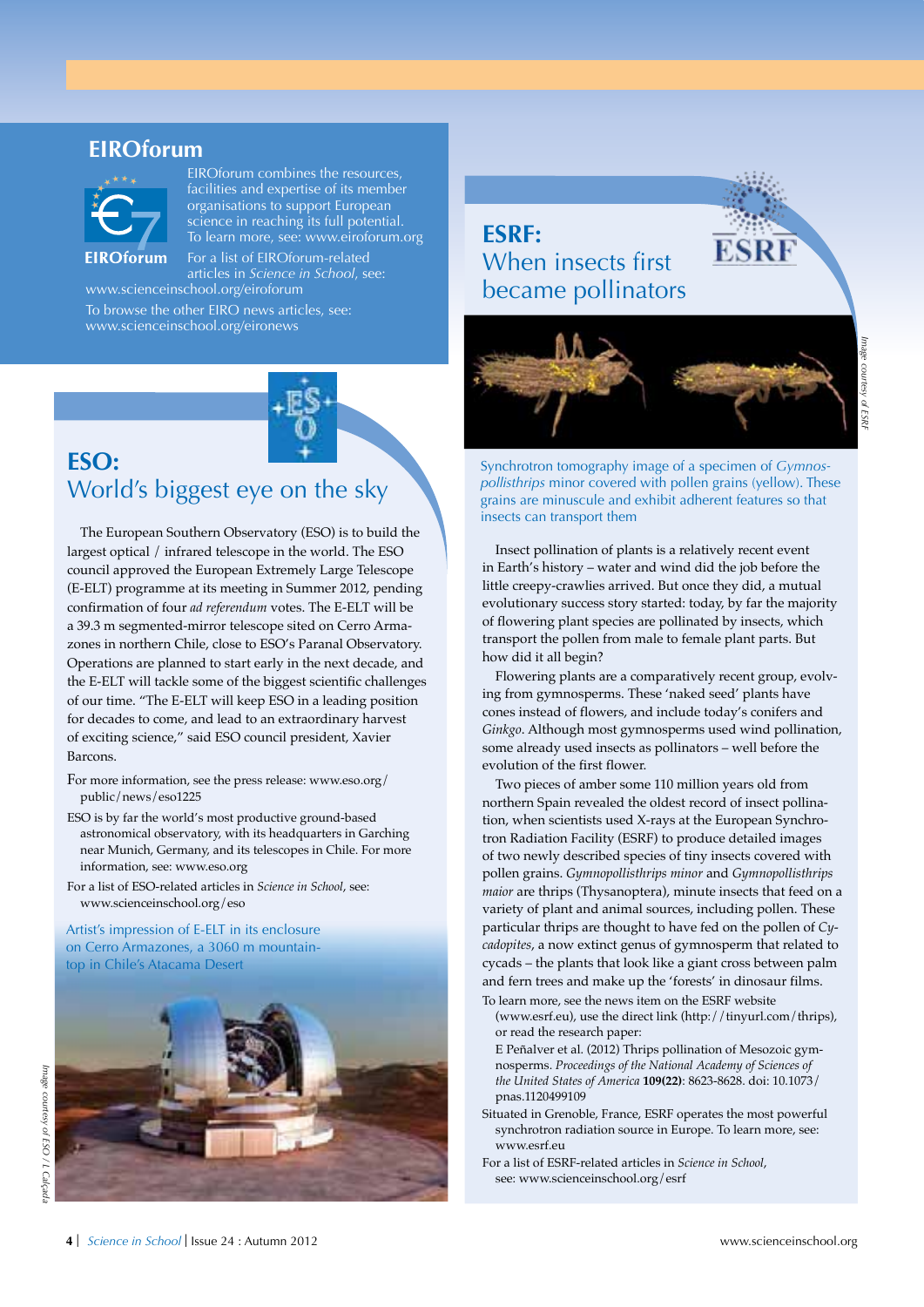## EIROforum

EIROforum combines the resources, facilities and expertise of its member organisations to support European science in reaching its full potential. To learn more, see: www.eiroforum.org

For a list of EIROforum-related articles in *Science in School*, see: www.scienceinschool.org/eiroforum

To browse the other EIRO news articles, see: www.scienceinschool.org/eironews

## ESO: World's biggest eye on the sky

The European Southern Observatory (ESO) is to build the largest optical / infrared telescope in the world. The ESO council approved the European Extremely Large Telescope (E-ELT) programme at its meeting in Summer 2012, pending confirmation of four *ad referendum* votes. The E-ELT will be a 39.3 m segmented-mirror telescope sited on Cerro Armazones in northern Chile, close to ESO's Paranal Observatory. Operations are planned to start early in the next decade, and the E-ELT will tackle some of the biggest scientific challenges of our time. "The E-ELT will keep ESO in a leading position for decades to come, and lead to an extraordinary harvest of exciting science," said ESO council president, Xavier Barcons.

For more information, see the press release: www.eso.org/public/news/eso1225

ESO is by far the world's most productive ground-based astronomical observatory, with its headquarters in Garching near Munich, Germany, and its telescopes in Chile. For more information, see: www.eso.org

For a list of ESO-related articles in *Science in School*, see: www.scienceinschool.org/eso

Artist's impression of E-ELT in its enclosure on Cerro Armazones, a 3060 m mountaintop in Chile's Atacama Desert

*Image courtesy of ESO / L Calçada*

## ESRF: When insects first became pollinators

*Image courtesy of ESRF*

Synchrotron tomography image of a specimen of *Gymnospollisthrips* minor covered with pollen grains (yellow). These grains are minuscule and exhibit adherent features so that insects can transport them

Insect pollination of plants is a relatively recent event in Earth's history – water and wind did the job before the little creepy-crawlies arrived. But once they did, a mutual evolutionary success story started: today, by far the majority of flowering plant species are pollinated by insects, which transport the pollen from male to female plant parts. But how did it all begin?

Flowering plants are a comparatively recent group, evolving from gymnosperms. These 'naked seed' plants have cones instead of flowers, and include today's conifers and *Ginkgo*. Although most gymnosperms used wind pollination, some already used insects as pollinators – well before the evolution of the first flower.

Two pieces of amber some 110 million years old from northern Spain revealed the oldest record of insect pollination, when scientists used X-rays at the European Synchrotron Radiation Facility (ESRF) to produce detailed images of two newly described species of tiny insects covered with pollen grains. *Gymnopollisthrips minor* and *Gymnopollisthrips maior* are thrips (Thysanoptera), minute insects that feed on a variety of plant and animal sources, including pollen. These particular thrips are thought to have fed on the pollen of *Cycadopites*, a now extinct genus of gymnosperm that related to cycads – the plants that look like a giant cross between palm and fern trees and make up the 'forests' in dinosaur films.

To learn more, see the news item on the ESRF website (www.esrf.eu), use the direct link (http://tinyurl.com/thrips), or read the research paper:

E Peñalver et al. (2012) Thrips pollination of Mesozoic gymnosperms. *Proceedings of the National Academy of Sciences of the United States of America* **109(22)**: 8623-8628. doi: 10.1073/pnas.1120499109

Situated in Grenoble, France, ESRF operates the most powerful synchrotron radiation source in Europe. To learn more, see: www.esrf.eu

For a list of ESRF-related articles in *Science in School*, see: www.scienceinschool.org/esrf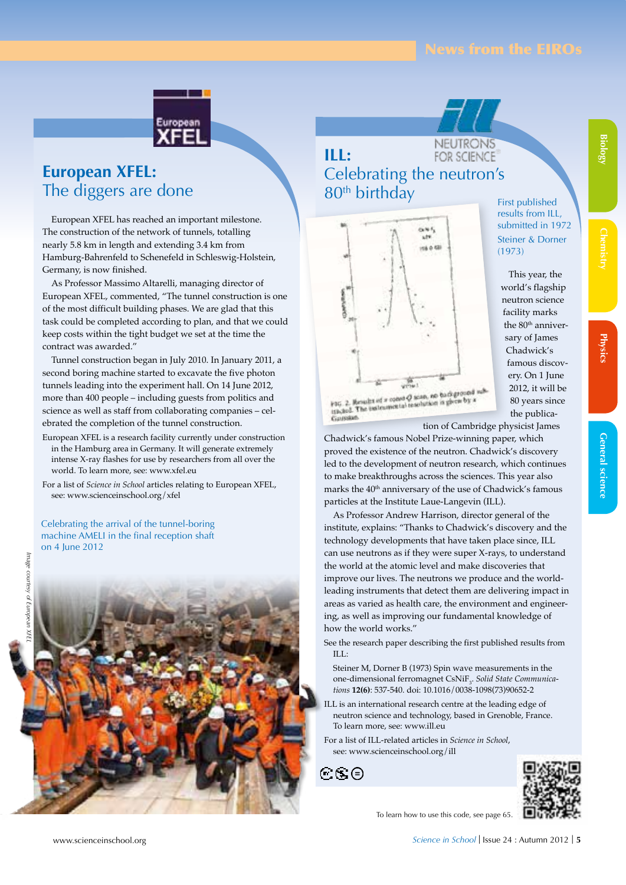## European XFEL: The diggers are done

European XFEL has reached an important milestone. The construction of the network of tunnels, totalling nearly 5.8 km in length and extending 3.4 km from Hamburg-Bahrenfeld to Schenefeld in Schleswig-Holstein, Germany, is now finished.

As Professor Massimo Altarelli, managing director of European XFEL, commented, "The tunnel construction is one of the most difficult building phases. We are glad that this task could be completed according to plan, and that we could keep costs within the tight budget we set at the time the contract was awarded."

Tunnel construction began in July 2010. In January 2011, a second boring machine started to excavate the five photon tunnels leading into the experiment hall. On 14 June 2012, more than 400 people – including guests from politics and science as well as staff from collaborating companies – celebrated the completion of the tunnel construction.

European XFEL is a research facility currently under construction in the Hamburg area in Germany. It will generate extremely intense X-ray flashes for use by researchers from all over the world. To learn more, see: www.xfel.eu

For a list of *Science in School* articles relating to European XFEL, see: www.scienceinschool.org/xfel

Celebrating the arrival of the tunnel-boring machine AMELI in the final reception shaft on 4 June 2012

*Image courtesy of European XFEL*

## ILL: Celebrating the neutron's 80th birthday

First published results from ILL, submitted in 1972

Steiner & Dorner (1973)

This year, the world's flagship neutron science facility marks the 80th anniversary of James Chadwick's famous discovery. On 1 June 2012, it will be 80 years since the publication of Cambridge physicist James Chadwick's famous Nobel Prize-winning paper, which proved the existence of the neutron. Chadwick's discovery led to the development of neutron research, which continues to make breakthroughs across the sciences. This year also marks the 40th anniversary of the use of Chadwick's famous particles at the Institute Laue-Langevin (ILL).

As Professor Andrew Harrison, director general of the institute, explains: "Thanks to Chadwick's discovery and the technology developments that have taken place since, ILL can use neutrons as if they were super X-rays, to understand the world at the atomic level and make discoveries that improve our lives. The neutrons we produce and the world-leading instruments that detect them are delivering impact in areas as varied as health care, the environment and engineering, as well as improving our fundamental knowledge of how the world works."

See the research paper describing the first published results from ILL:

Steiner M, Dorner B (1973) Spin wave measurements in the one-dimensional ferromagnet $CsNiF_3$. *Solid State Communications* **12(6)**: 537-540. doi: 10.1016/0038-1098(73)90652-2

ILL is an international research centre at the leading edge of neutron science and technology, based in Grenoble, France. To learn more, see: www.ill.eu

For a list of ILL-related articles in *Science in School*, see: www.scienceinschool.org/ill

To learn how to use this code, see page 65.